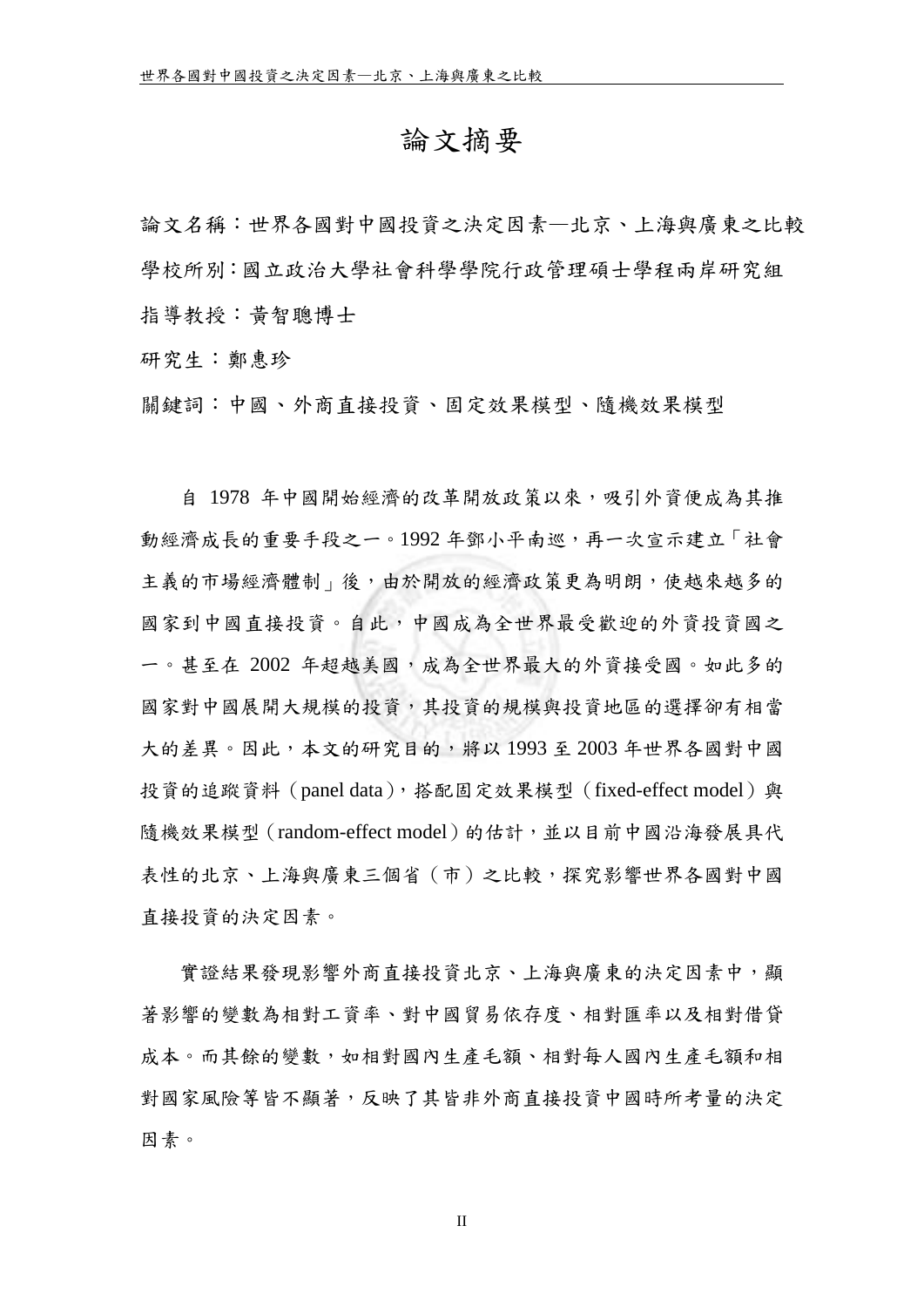# 論文摘要

論文名稱：世界各國對中國投資之決定因素—北京、上海與廣東之比較

學校所別：國立政治大學社會科學學院行政管理碩士學程兩岸研究組

指導教授：黃智聰博士

研究生：鄭惠珍

關鍵詞：中國、外商直接投資、固定效果模型、隨機效果模型

自 1978 年中國開始經濟的改革開放政策以來，吸引外資便成為其推動經濟成長的重要手段之一。1992 年鄧小平南巡，再一次宣示建立「社會主義的市場經濟體制」後，由於開放的經濟政策更為明朗，使越來越多的國家到中國直接投資。自此，中國成為全世界最受歡迎的外資投資國之一。甚至在 2002 年超越美國，成為全世界最大的外資接受國。如此多的國家對中國展開大規模的投資，其投資的規模與投資地區的選擇卻有相當大的差異。因此，本文的研究目的，將以 1993 至 2003 年世界各國對中國投資的追蹤資料（panel data），搭配固定效果模型（fixed-effect model）與隨機效果模型（random-effect model）的估計，並以目前中國沿海發展具代表性的北京、上海與廣東三個省（市）之比較，探究影響世界各國對中國直接投資的決定因素。

實證結果發現影響外商直接投資北京、上海與廣東的決定因素中，顯著影響的變數為相對工資率、對中國貿易依存度、相對匯率以及相對借貸成本。而其餘的變數，如相對國內生產毛額、相對每人國內生產毛額和相對國家風險等皆不顯著，反映了其皆非外商直接投資中國時所考量的決定因素。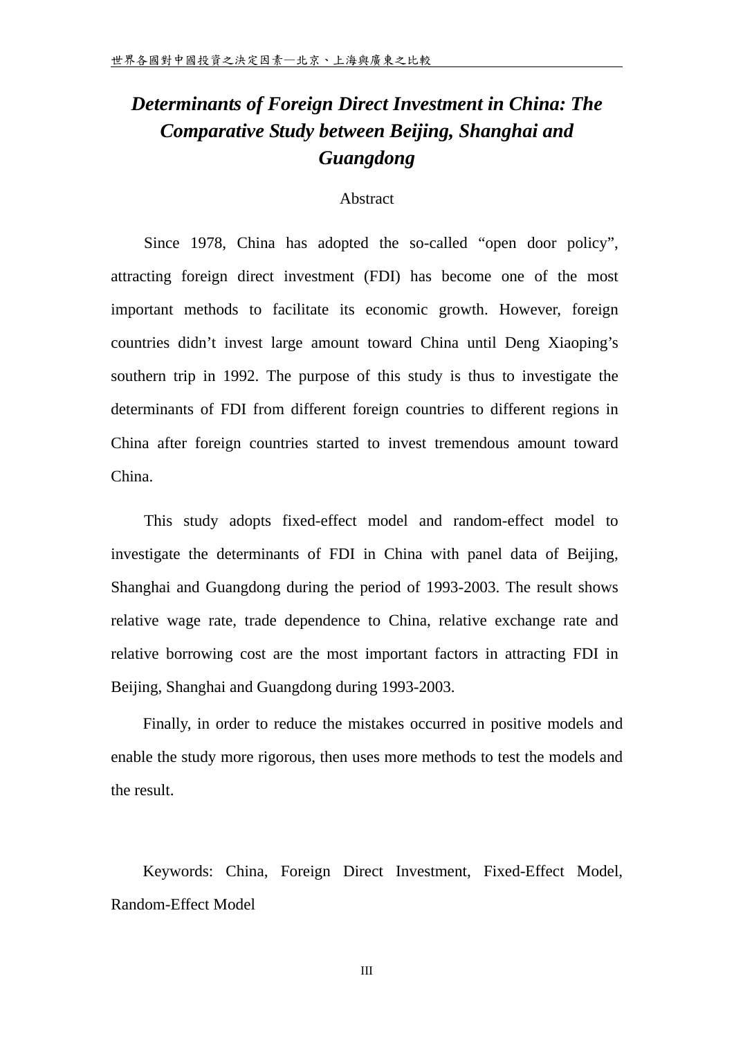# *Determinants of Foreign Direct Investment in China: The Comparative Study between Beijing, Shanghai and Guangdong*

Abstract

Since 1978, China has adopted the so-called “open door policy”, attracting foreign direct investment (FDI) has become one of the most important methods to facilitate its economic growth. However, foreign countries didn’t invest large amount toward China until Deng Xiaoping’s southern trip in 1992. The purpose of this study is thus to investigate the determinants of FDI from different foreign countries to different regions in China after foreign countries started to invest tremendous amount toward China.

This study adopts fixed-effect model and random-effect model to investigate the determinants of FDI in China with panel data of Beijing, Shanghai and Guangdong during the period of 1993-2003. The result shows relative wage rate, trade dependence to China, relative exchange rate and relative borrowing cost are the most important factors in attracting FDI in Beijing, Shanghai and Guangdong during 1993-2003.

Finally, in order to reduce the mistakes occurred in positive models and enable the study more rigorous, then uses more methods to test the models and the result.

Keywords: China, Foreign Direct Investment, Fixed-Effect Model, Random-Effect Model